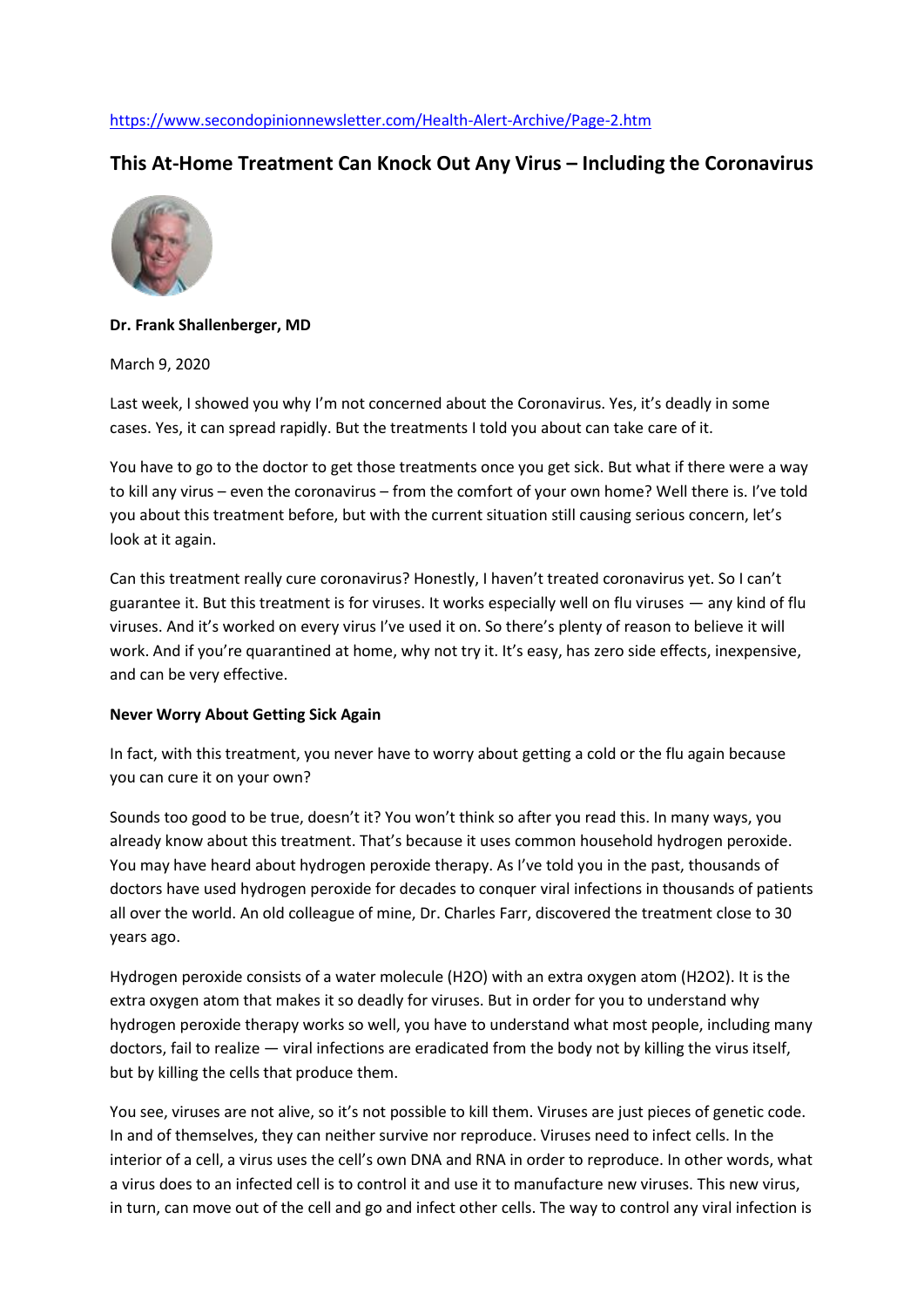https://www.secondopinionnewsletter.com/Health-Alert-Archive/Page-2.htm

## This At-Home Treatment Can Knock Out Any Virus – Including the Coronavirus

**Dr. Frank Shallenberger, MD**

March 9, 2020

Last week, I showed you why I'm not concerned about the Coronavirus. Yes, it's deadly in some cases. Yes, it can spread rapidly. But the treatments I told you about can take care of it.

You have to go to the doctor to get those treatments once you get sick. But what if there were a way to kill any virus – even the coronavirus – from the comfort of your own home? Well there is. I've told you about this treatment before, but with the current situation still causing serious concern, let's look at it again.

Can this treatment really cure coronavirus? Honestly, I haven't treated coronavirus yet. So I can't guarantee it. But this treatment is for viruses. It works especially well on flu viruses — any kind of flu viruses. And it's worked on every virus I've used it on. So there's plenty of reason to believe it will work. And if you're quarantined at home, why not try it. It's easy, has zero side effects, inexpensive, and can be very effective.

**Never Worry About Getting Sick Again**

In fact, with this treatment, you never have to worry about getting a cold or the flu again because you can cure it on your own?

Sounds too good to be true, doesn't it? You won't think so after you read this. In many ways, you already know about this treatment. That's because it uses common household hydrogen peroxide. You may have heard about hydrogen peroxide therapy. As I've told you in the past, thousands of doctors have used hydrogen peroxide for decades to conquer viral infections in thousands of patients all over the world. An old colleague of mine, Dr. Charles Farr, discovered the treatment close to 30 years ago.

Hydrogen peroxide consists of a water molecule ($H_2O$) with an extra oxygen atom ($H_2O_2$). It is the extra oxygen atom that makes it so deadly for viruses. But in order for you to understand why hydrogen peroxide therapy works so well, you have to understand what most people, including many doctors, fail to realize — viral infections are eradicated from the body not by killing the virus itself, but by killing the cells that produce them.

You see, viruses are not alive, so it's not possible to kill them. Viruses are just pieces of genetic code. In and of themselves, they can neither survive nor reproduce. Viruses need to infect cells. In the interior of a cell, a virus uses the cell's own DNA and RNA in order to reproduce. In other words, what a virus does to an infected cell is to control it and use it to manufacture new viruses. This new virus, in turn, can move out of the cell and go and infect other cells. The way to control any viral infection is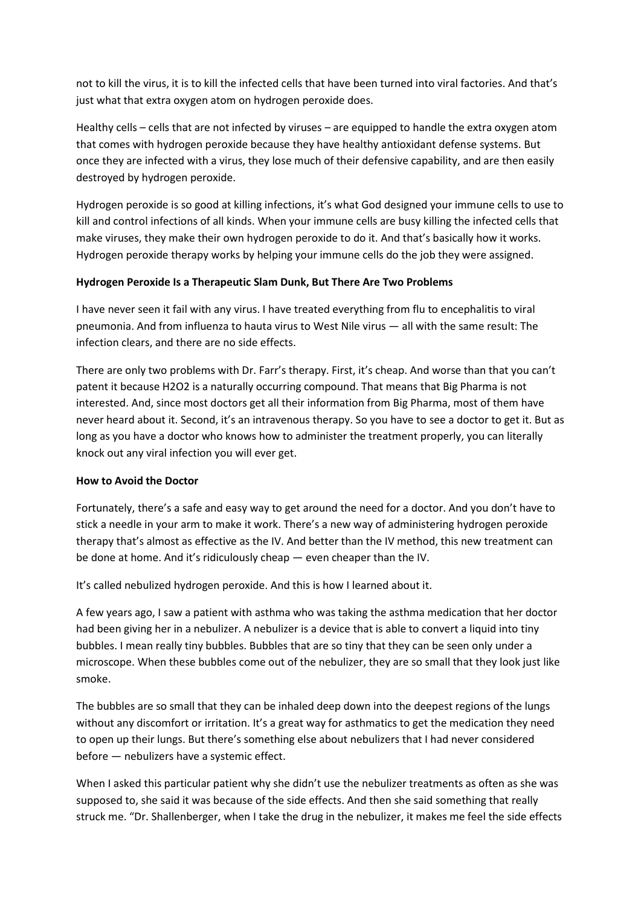not to kill the virus, it is to kill the infected cells that have been turned into viral factories. And that's just what that extra oxygen atom on hydrogen peroxide does.

Healthy cells – cells that are not infected by viruses – are equipped to handle the extra oxygen atom that comes with hydrogen peroxide because they have healthy antioxidant defense systems. But once they are infected with a virus, they lose much of their defensive capability, and are then easily destroyed by hydrogen peroxide.

Hydrogen peroxide is so good at killing infections, it's what God designed your immune cells to use to kill and control infections of all kinds. When your immune cells are busy killing the infected cells that make viruses, they make their own hydrogen peroxide to do it. And that's basically how it works. Hydrogen peroxide therapy works by helping your immune cells do the job they were assigned.

**Hydrogen Peroxide Is a Therapeutic Slam Dunk, But There Are Two Problems**

I have never seen it fail with any virus. I have treated everything from flu to encephalitis to viral pneumonia. And from influenza to hauta virus to West Nile virus — all with the same result: The infection clears, and there are no side effects.

There are only two problems with Dr. Farr's therapy. First, it's cheap. And worse than that you can't patent it because $H_2O_2$ is a naturally occurring compound. That means that Big Pharma is not interested. And, since most doctors get all their information from Big Pharma, most of them have never heard about it. Second, it's an intravenous therapy. So you have to see a doctor to get it. But as long as you have a doctor who knows how to administer the treatment properly, you can literally knock out any viral infection you will ever get.

**How to Avoid the Doctor**

Fortunately, there's a safe and easy way to get around the need for a doctor. And you don't have to stick a needle in your arm to make it work. There's a new way of administering hydrogen peroxide therapy that's almost as effective as the IV. And better than the IV method, this new treatment can be done at home. And it's ridiculously cheap — even cheaper than the IV.

It's called nebulized hydrogen peroxide. And this is how I learned about it.

A few years ago, I saw a patient with asthma who was taking the asthma medication that her doctor had been giving her in a nebulizer. A nebulizer is a device that is able to convert a liquid into tiny bubbles. I mean really tiny bubbles. Bubbles that are so tiny that they can be seen only under a microscope. When these bubbles come out of the nebulizer, they are so small that they look just like smoke.

The bubbles are so small that they can be inhaled deep down into the deepest regions of the lungs without any discomfort or irritation. It's a great way for asthmatics to get the medication they need to open up their lungs. But there's something else about nebulizers that I had never considered before — nebulizers have a systemic effect.

When I asked this particular patient why she didn't use the nebulizer treatments as often as she was supposed to, she said it was because of the side effects. And then she said something that really struck me. "Dr. Shallenberger, when I take the drug in the nebulizer, it makes me feel the side effects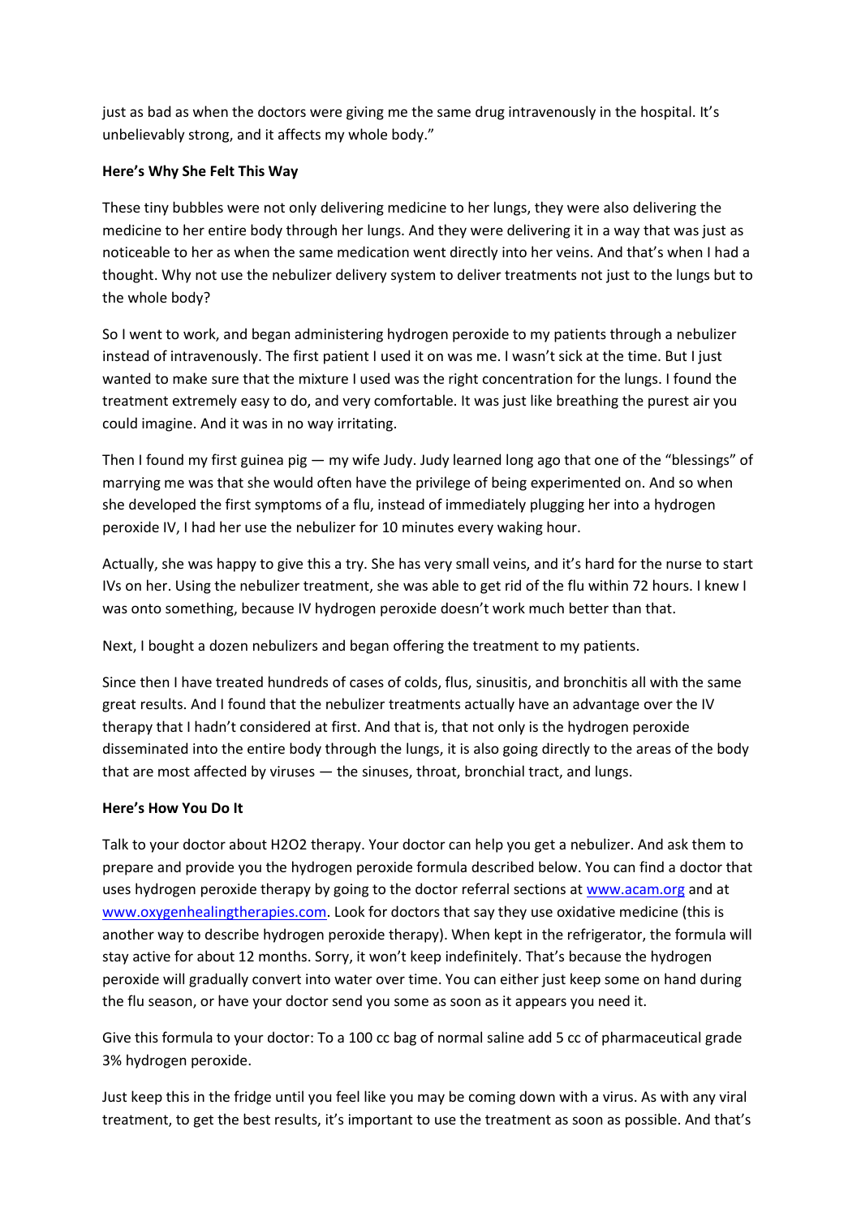just as bad as when the doctors were giving me the same drug intravenously in the hospital. It's unbelievably strong, and it affects my whole body."

**Here's Why She Felt This Way**

These tiny bubbles were not only delivering medicine to her lungs, they were also delivering the medicine to her entire body through her lungs. And they were delivering it in a way that was just as noticeable to her as when the same medication went directly into her veins. And that's when I had a thought. Why not use the nebulizer delivery system to deliver treatments not just to the lungs but to the whole body?

So I went to work, and began administering hydrogen peroxide to my patients through a nebulizer instead of intravenously. The first patient I used it on was me. I wasn't sick at the time. But I just wanted to make sure that the mixture I used was the right concentration for the lungs. I found the treatment extremely easy to do, and very comfortable. It was just like breathing the purest air you could imagine. And it was in no way irritating.

Then I found my first guinea pig — my wife Judy. Judy learned long ago that one of the "blessings" of marrying me was that she would often have the privilege of being experimented on. And so when she developed the first symptoms of a flu, instead of immediately plugging her into a hydrogen peroxide IV, I had her use the nebulizer for 10 minutes every waking hour.

Actually, she was happy to give this a try. She has very small veins, and it's hard for the nurse to start IVs on her. Using the nebulizer treatment, she was able to get rid of the flu within 72 hours. I knew I was onto something, because IV hydrogen peroxide doesn't work much better than that.

Next, I bought a dozen nebulizers and began offering the treatment to my patients.

Since then I have treated hundreds of cases of colds, flus, sinusitis, and bronchitis all with the same great results. And I found that the nebulizer treatments actually have an advantage over the IV therapy that I hadn't considered at first. And that is, that not only is the hydrogen peroxide disseminated into the entire body through the lungs, it is also going directly to the areas of the body that are most affected by viruses — the sinuses, throat, bronchial tract, and lungs.

**Here's How You Do It**

Talk to your doctor about $H_2O_2$ therapy. Your doctor can help you get a nebulizer. And ask them to prepare and provide you the hydrogen peroxide formula described below. You can find a doctor that uses hydrogen peroxide therapy by going to the doctor referral sections at [www.acam.org](www.acam.org) and at [www.oxygenhealingtherapies.com](www.oxygenhealingtherapies.com). Look for doctors that say they use oxidative medicine (this is another way to describe hydrogen peroxide therapy). When kept in the refrigerator, the formula will stay active for about 12 months. Sorry, it won't keep indefinitely. That's because the hydrogen peroxide will gradually convert into water over time. You can either just keep some on hand during the flu season, or have your doctor send you some as soon as it appears you need it.

Give this formula to your doctor: To a 100 cc bag of normal saline add 5 cc of pharmaceutical grade 3% hydrogen peroxide.

Just keep this in the fridge until you feel like you may be coming down with a virus. As with any viral treatment, to get the best results, it's important to use the treatment as soon as possible. And that's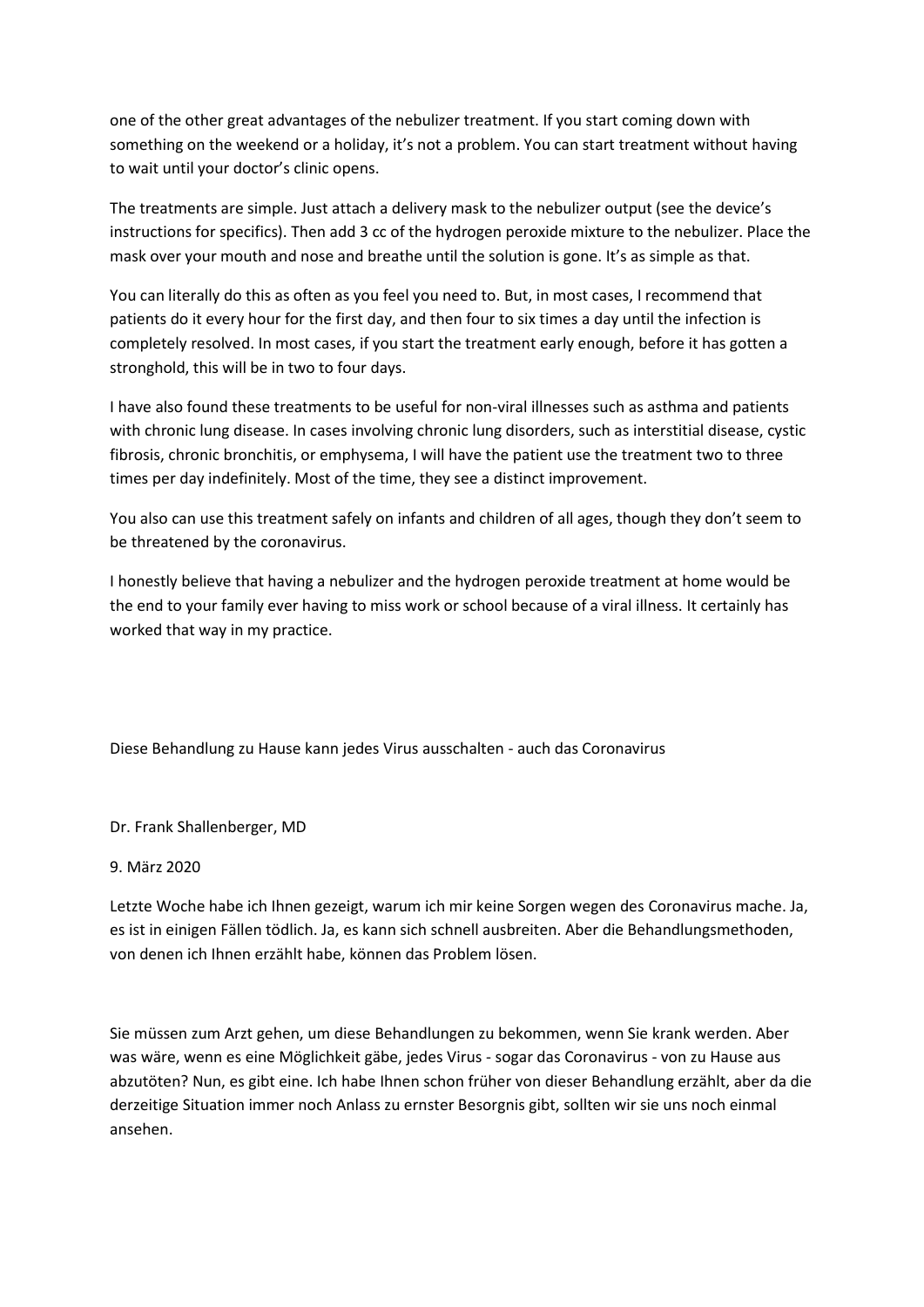one of the other great advantages of the nebulizer treatment. If you start coming down with something on the weekend or a holiday, it's not a problem. You can start treatment without having to wait until your doctor's clinic opens.

The treatments are simple. Just attach a delivery mask to the nebulizer output (see the device's instructions for specifics). Then add 3 cc of the hydrogen peroxide mixture to the nebulizer. Place the mask over your mouth and nose and breathe until the solution is gone. It's as simple as that.

You can literally do this as often as you feel you need to. But, in most cases, I recommend that patients do it every hour for the first day, and then four to six times a day until the infection is completely resolved. In most cases, if you start the treatment early enough, before it has gotten a stronghold, this will be in two to four days.

I have also found these treatments to be useful for non-viral illnesses such as asthma and patients with chronic lung disease. In cases involving chronic lung disorders, such as interstitial disease, cystic fibrosis, chronic bronchitis, or emphysema, I will have the patient use the treatment two to three times per day indefinitely. Most of the time, they see a distinct improvement.

You also can use this treatment safely on infants and children of all ages, though they don't seem to be threatened by the coronavirus.

I honestly believe that having a nebulizer and the hydrogen peroxide treatment at home would be the end to your family ever having to miss work or school because of a viral illness. It certainly has worked that way in my practice.

Diese Behandlung zu Hause kann jedes Virus ausschalten - auch das Coronavirus

Dr. Frank Shallenberger, MD

9. März 2020

Letzte Woche habe ich Ihnen gezeigt, warum ich mir keine Sorgen wegen des Coronavirus mache. Ja, es ist in einigen Fällen tödlich. Ja, es kann sich schnell ausbreiten. Aber die Behandlungsmethoden, von denen ich Ihnen erzählt habe, können das Problem lösen.

Sie müssen zum Arzt gehen, um diese Behandlungen zu bekommen, wenn Sie krank werden. Aber was wäre, wenn es eine Möglichkeit gäbe, jedes Virus - sogar das Coronavirus - von zu Hause aus abzutöten? Nun, es gibt eine. Ich habe Ihnen schon früher von dieser Behandlung erzählt, aber da die derzeitige Situation immer noch Anlass zu ernster Besorgnis gibt, sollten wir sie uns noch einmal ansehen.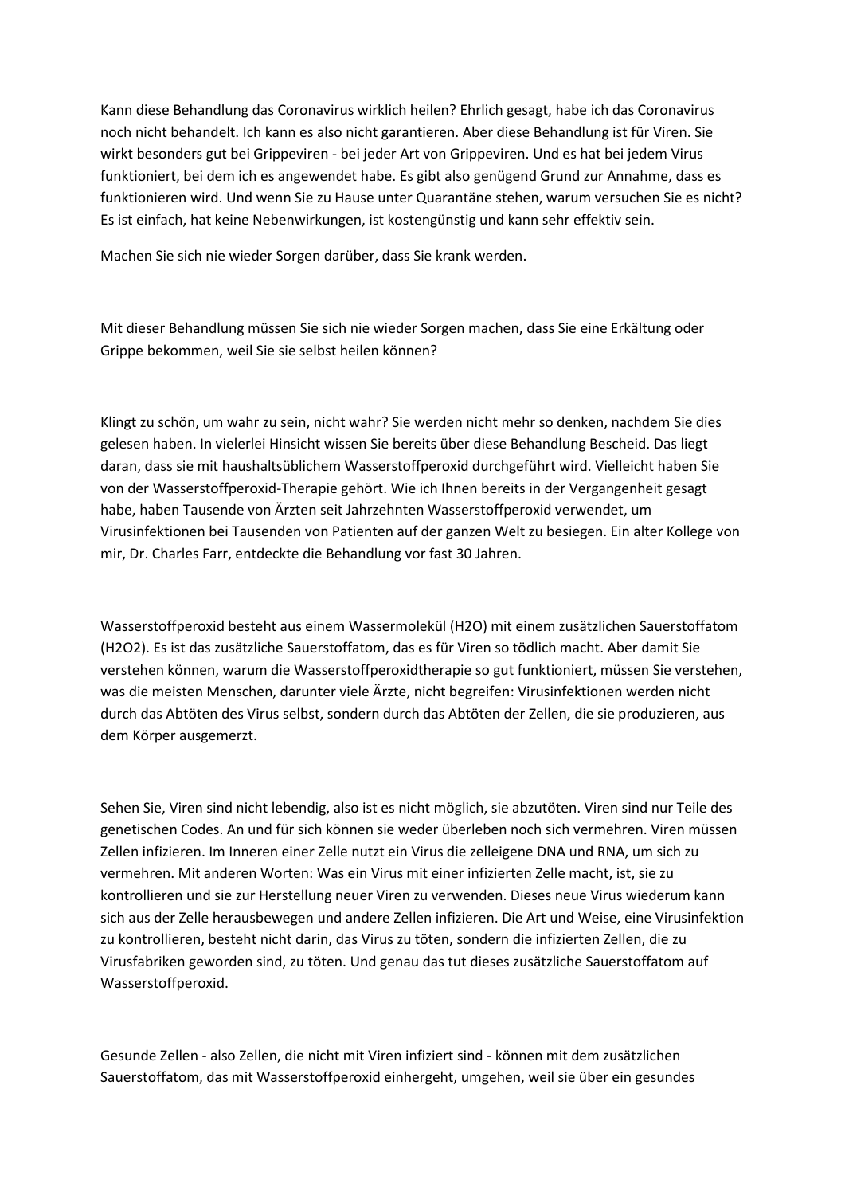Kann diese Behandlung das Coronavirus wirklich heilen? Ehrlich gesagt, habe ich das Coronavirus noch nicht behandelt. Ich kann es also nicht garantieren. Aber diese Behandlung ist für Viren. Sie wirkt besonders gut bei Grippeviren - bei jeder Art von Grippeviren. Und es hat bei jedem Virus funktioniert, bei dem ich es angewendet habe. Es gibt also genügend Grund zur Annahme, dass es funktionieren wird. Und wenn Sie zu Hause unter Quarantäne stehen, warum versuchen Sie es nicht? Es ist einfach, hat keine Nebenwirkungen, ist kostengünstig und kann sehr effektiv sein.

Machen Sie sich nie wieder Sorgen darüber, dass Sie krank werden.

Mit dieser Behandlung müssen Sie sich nie wieder Sorgen machen, dass Sie eine Erkältung oder Grippe bekommen, weil Sie sie selbst heilen können?

Klingt zu schön, um wahr zu sein, nicht wahr? Sie werden nicht mehr so denken, nachdem Sie dies gelesen haben. In vielerlei Hinsicht wissen Sie bereits über diese Behandlung Bescheid. Das liegt daran, dass sie mit haushaltsüblichem Wasserstoffperoxid durchgeführt wird. Vielleicht haben Sie von der Wasserstoffperoxid-Therapie gehört. Wie ich Ihnen bereits in der Vergangenheit gesagt habe, haben Tausende von Ärzten seit Jahrzehnten Wasserstoffperoxid verwendet, um Virusinfektionen bei Tausenden von Patienten auf der ganzen Welt zu besiegen. Ein alter Kollege von mir, Dr. Charles Farr, entdeckte die Behandlung vor fast 30 Jahren.

Wasserstoffperoxid besteht aus einem Wassermolekül ($H_2O$) mit einem zusätzlichen Sauerstoffatom ($H_2O_2$). Es ist das zusätzliche Sauerstoffatom, das es für Viren so tödlich macht. Aber damit Sie verstehen können, warum die Wasserstoffperoxidtherapie so gut funktioniert, müssen Sie verstehen, was die meisten Menschen, darunter viele Ärzte, nicht begreifen: Virusinfektionen werden nicht durch das Abtöten des Virus selbst, sondern durch das Abtöten der Zellen, die sie produzieren, aus dem Körper ausgemerzt.

Sehen Sie, Viren sind nicht lebendig, also ist es nicht möglich, sie abzutöten. Viren sind nur Teile des genetischen Codes. An und für sich können sie weder überleben noch sich vermehren. Viren müssen Zellen infizieren. Im Inneren einer Zelle nutzt ein Virus die zelleigene DNA und RNA, um sich zu vermehren. Mit anderen Worten: Was ein Virus mit einer infizierten Zelle macht, ist, sie zu kontrollieren und sie zur Herstellung neuer Viren zu verwenden. Dieses neue Virus wiederum kann sich aus der Zelle herausbewegen und andere Zellen infizieren. Die Art und Weise, eine Virusinfektion zu kontrollieren, besteht nicht darin, das Virus zu töten, sondern die infizierten Zellen, die zu Virusfabriken geworden sind, zu töten. Und genau das tut dieses zusätzliche Sauerstoffatom auf Wasserstoffperoxid.

Gesunde Zellen - also Zellen, die nicht mit Viren infiziert sind - können mit dem zusätzlichen Sauerstoffatom, das mit Wasserstoffperoxid einhergeht, umgehen, weil sie über ein gesundes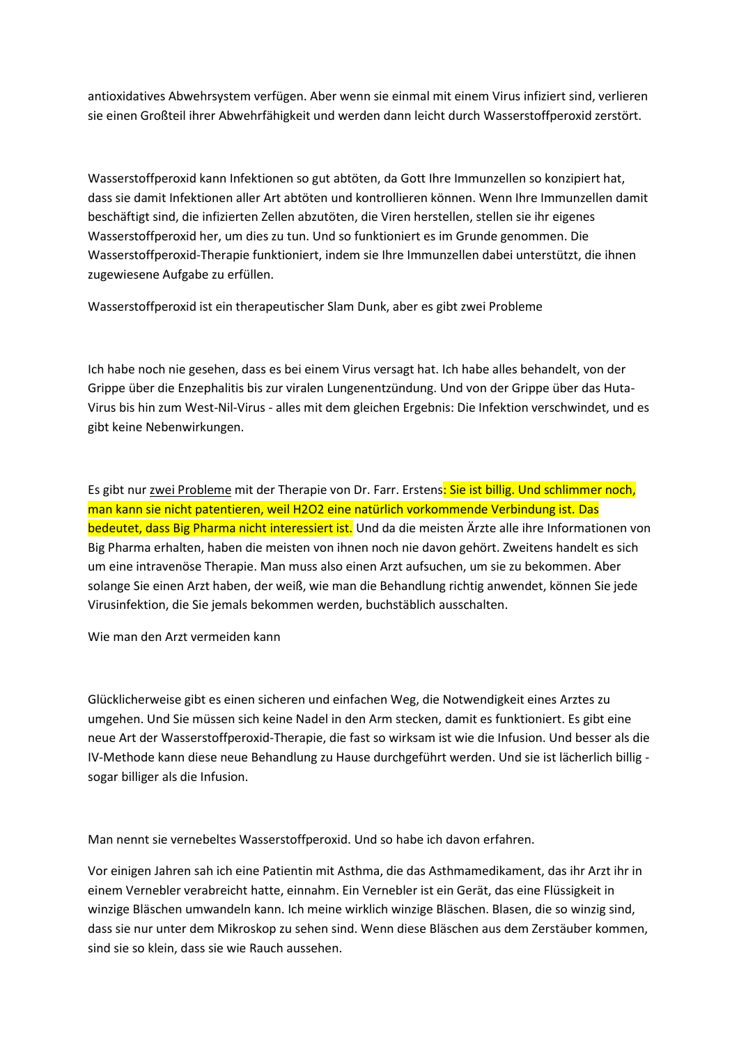antioxidatives Abwehrsystem verfügen. Aber wenn sie einmal mit einem Virus infiziert sind, verlieren sie einen Großteil ihrer Abwehrfähigkeit und werden dann leicht durch Wasserstoffperoxid zerstört.

Wasserstoffperoxid kann Infektionen so gut abtöten, da Gott Ihre Immunzellen so konzipiert hat, dass sie damit Infektionen aller Art abtöten und kontrollieren können. Wenn Ihre Immunzellen damit beschäftigt sind, die infizierten Zellen abzutöten, die Viren herstellen, stellen sie ihr eigenes Wasserstoffperoxid her, um dies zu tun. Und so funktioniert es im Grunde genommen. Die Wasserstoffperoxid-Therapie funktioniert, indem sie Ihre Immunzellen dabei unterstützt, die ihnen zugewiesene Aufgabe zu erfüllen.

Wasserstoffperoxid ist ein therapeutischer Slam Dunk, aber es gibt zwei Probleme

Ich habe noch nie gesehen, dass es bei einem Virus versagt hat. Ich habe alles behandelt, von der Grippe über die Enzephalitis bis zur viralen Lungenentzündung. Und von der Grippe über das Huta-Virus bis hin zum West-Nil-Virus - alles mit dem gleichen Ergebnis: Die Infektion verschwindet, und es gibt keine Nebenwirkungen.

Es gibt nur zwei Probleme mit der Therapie von Dr. Farr. Erstens: Sie ist billig. Und schlimmer noch, man kann sie nicht patentieren, weil H2O2 eine natürlich vorkommende Verbindung ist. Das bedeutet, dass Big Pharma nicht interessiert ist. Und da die meisten Ärzte alle ihre Informationen von Big Pharma erhalten, haben die meisten von ihnen noch nie davon gehört. Zweitens handelt es sich um eine intravenöse Therapie. Man muss also einen Arzt aufsuchen, um sie zu bekommen. Aber solange Sie einen Arzt haben, der weiß, wie man die Behandlung richtig anwendet, können Sie jede Virusinfektion, die Sie jemals bekommen werden, buchstäblich ausschalten.

Wie man den Arzt vermeiden kann

Glücklicherweise gibt es einen sicheren und einfachen Weg, die Notwendigkeit eines Arztes zu umgehen. Und Sie müssen sich keine Nadel in den Arm stecken, damit es funktioniert. Es gibt eine neue Art der Wasserstoffperoxid-Therapie, die fast so wirksam ist wie die Infusion. Und besser als die IV-Methode kann diese neue Behandlung zu Hause durchgeführt werden. Und sie ist lächerlich billig - sogar billiger als die Infusion.

Man nennt sie vernebeltes Wasserstoffperoxid. Und so habe ich davon erfahren.

Vor einigen Jahren sah ich eine Patientin mit Asthma, die das Asthmamedikament, das ihr Arzt ihr in einem Vernebler verabreicht hatte, einnahm. Ein Vernebler ist ein Gerät, das eine Flüssigkeit in winzige Bläschen umwandeln kann. Ich meine wirklich winzige Bläschen. Blasen, die so winzig sind, dass sie nur unter dem Mikroskop zu sehen sind. Wenn diese Bläschen aus dem Zerstäuber kommen, sind sie so klein, dass sie wie Rauch aussehen.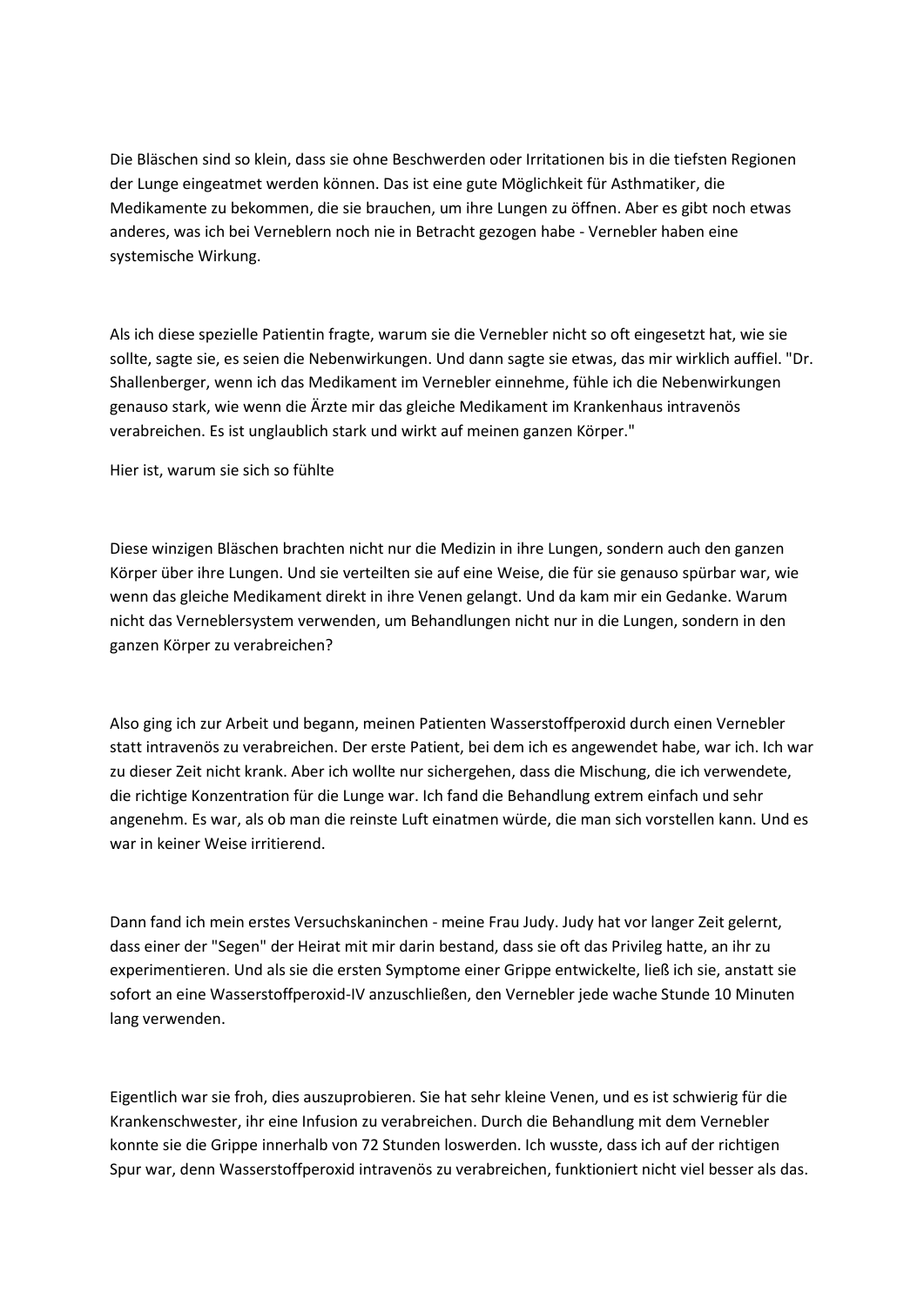Die Bläschen sind so klein, dass sie ohne Beschwerden oder Irritationen bis in die tiefsten Regionen der Lunge eingeatmet werden können. Das ist eine gute Möglichkeit für Asthmatiker, die Medikamente zu bekommen, die sie brauchen, um ihre Lungen zu öffnen. Aber es gibt noch etwas anderes, was ich bei Verneblern noch nie in Betracht gezogen habe - Vernebler haben eine systemische Wirkung.

Als ich diese spezielle Patientin fragte, warum sie die Vernebler nicht so oft eingesetzt hat, wie sie sollte, sagte sie, es seien die Nebenwirkungen. Und dann sagte sie etwas, das mir wirklich auffiel. "Dr. Shallenberger, wenn ich das Medikament im Vernebler einnehme, fühle ich die Nebenwirkungen genauso stark, wie wenn die Ärzte mir das gleiche Medikament im Krankenhaus intravenös verabreichen. Es ist unglaublich stark und wirkt auf meinen ganzen Körper."

Hier ist, warum sie sich so fühlte

Diese winzigen Bläschen brachten nicht nur die Medizin in ihre Lungen, sondern auch den ganzen Körper über ihre Lungen. Und sie verteilten sie auf eine Weise, die für sie genauso spürbar war, wie wenn das gleiche Medikament direkt in ihre Venen gelangt. Und da kam mir ein Gedanke. Warum nicht das Verneblersystem verwenden, um Behandlungen nicht nur in die Lungen, sondern in den ganzen Körper zu verabreichen?

Also ging ich zur Arbeit und begann, meinen Patienten Wasserstoffperoxid durch einen Vernebler statt intravenös zu verabreichen. Der erste Patient, bei dem ich es angewendet habe, war ich. Ich war zu dieser Zeit nicht krank. Aber ich wollte nur sichergehen, dass die Mischung, die ich verwendete, die richtige Konzentration für die Lunge war. Ich fand die Behandlung extrem einfach und sehr angenehm. Es war, als ob man die reinste Luft einatmen würde, die man sich vorstellen kann. Und es war in keiner Weise irritierend.

Dann fand ich mein erstes Versuchskaninchen - meine Frau Judy. Judy hat vor langer Zeit gelernt, dass einer der "Segen" der Heirat mit mir darin bestand, dass sie oft das Privileg hatte, an ihr zu experimentieren. Und als sie die ersten Symptome einer Grippe entwickelte, ließ ich sie, anstatt sie sofort an eine Wasserstoffperoxid-IV anzuschließen, den Vernebler jede wache Stunde 10 Minuten lang verwenden.

Eigentlich war sie froh, dies auszuprobieren. Sie hat sehr kleine Venen, und es ist schwierig für die Krankenschwester, ihr eine Infusion zu verabreichen. Durch die Behandlung mit dem Vernebler konnte sie die Grippe innerhalb von 72 Stunden loswerden. Ich wusste, dass ich auf der richtigen Spur war, denn Wasserstoffperoxid intravenös zu verabreichen, funktioniert nicht viel besser als das.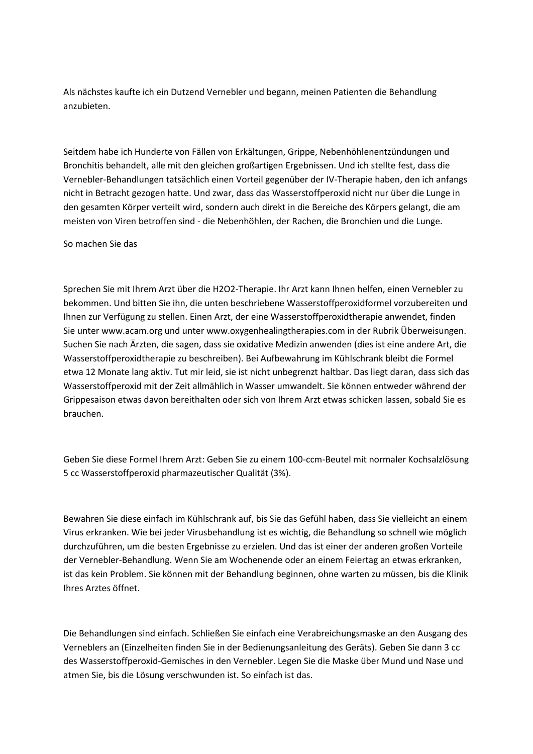Als nächstes kaufte ich ein Dutzend Vernebler und begann, meinen Patienten die Behandlung anzubieten.

Seitdem habe ich Hunderte von Fällen von Erkältungen, Grippe, Nebenhöhlenentzündungen und Bronchitis behandelt, alle mit den gleichen großartigen Ergebnissen. Und ich stellte fest, dass die Vernebler-Behandlungen tatsächlich einen Vorteil gegenüber der IV-Therapie haben, den ich anfangs nicht in Betracht gezogen hatte. Und zwar, dass das Wasserstoffperoxid nicht nur über die Lunge in den gesamten Körper verteilt wird, sondern auch direkt in die Bereiche des Körpers gelangt, die am meisten von Viren betroffen sind - die Nebenhöhlen, der Rachen, die Bronchien und die Lunge.

So machen Sie das

Sprechen Sie mit Ihrem Arzt über die $H_2O_2$-Therapie. Ihr Arzt kann Ihnen helfen, einen Vernebler zu bekommen. Und bitten Sie ihn, die unten beschriebene Wasserstoffperoxidformel vorzubereiten und Ihnen zur Verfügung zu stellen. Einen Arzt, der eine Wasserstoffperoxidtherapie anwendet, finden Sie unter www.acam.org und unter www.oxygenhealingtherapies.com in der Rubrik Überweisungen. Suchen Sie nach Ärzten, die sagen, dass sie oxidative Medizin anwenden (dies ist eine andere Art, die Wasserstoffperoxidtherapie zu beschreiben). Bei Aufbewahrung im Kühlschrank bleibt die Formel etwa 12 Monate lang aktiv. Tut mir leid, sie ist nicht unbegrenzt haltbar. Das liegt daran, dass sich das Wasserstoffperoxid mit der Zeit allmählich in Wasser umwandelt. Sie können entweder während der Grippesaison etwas davon bereithalten oder sich von Ihrem Arzt etwas schicken lassen, sobald Sie es brauchen.

Geben Sie diese Formel Ihrem Arzt: Geben Sie zu einem 100-ccm-Beutel mit normaler Kochsalzlösung 5 cc Wasserstoffperoxid pharmazeutischer Qualität (3%).

Bewahren Sie diese einfach im Kühlschrank auf, bis Sie das Gefühl haben, dass Sie vielleicht an einem Virus erkranken. Wie bei jeder Virusbehandlung ist es wichtig, die Behandlung so schnell wie möglich durchzuführen, um die besten Ergebnisse zu erzielen. Und das ist einer der anderen großen Vorteile der Vernebler-Behandlung. Wenn Sie am Wochenende oder an einem Feiertag an etwas erkranken, ist das kein Problem. Sie können mit der Behandlung beginnen, ohne warten zu müssen, bis die Klinik Ihres Arztes öffnet.

Die Behandlungen sind einfach. Schließen Sie einfach eine Verabreichungsmaske an den Ausgang des Verneblers an (Einzelheiten finden Sie in der Bedienungsanleitung des Geräts). Geben Sie dann 3 cc des Wasserstoffperoxid-Gemisches in den Vernebler. Legen Sie die Maske über Mund und Nase und atmen Sie, bis die Lösung verschwunden ist. So einfach ist das.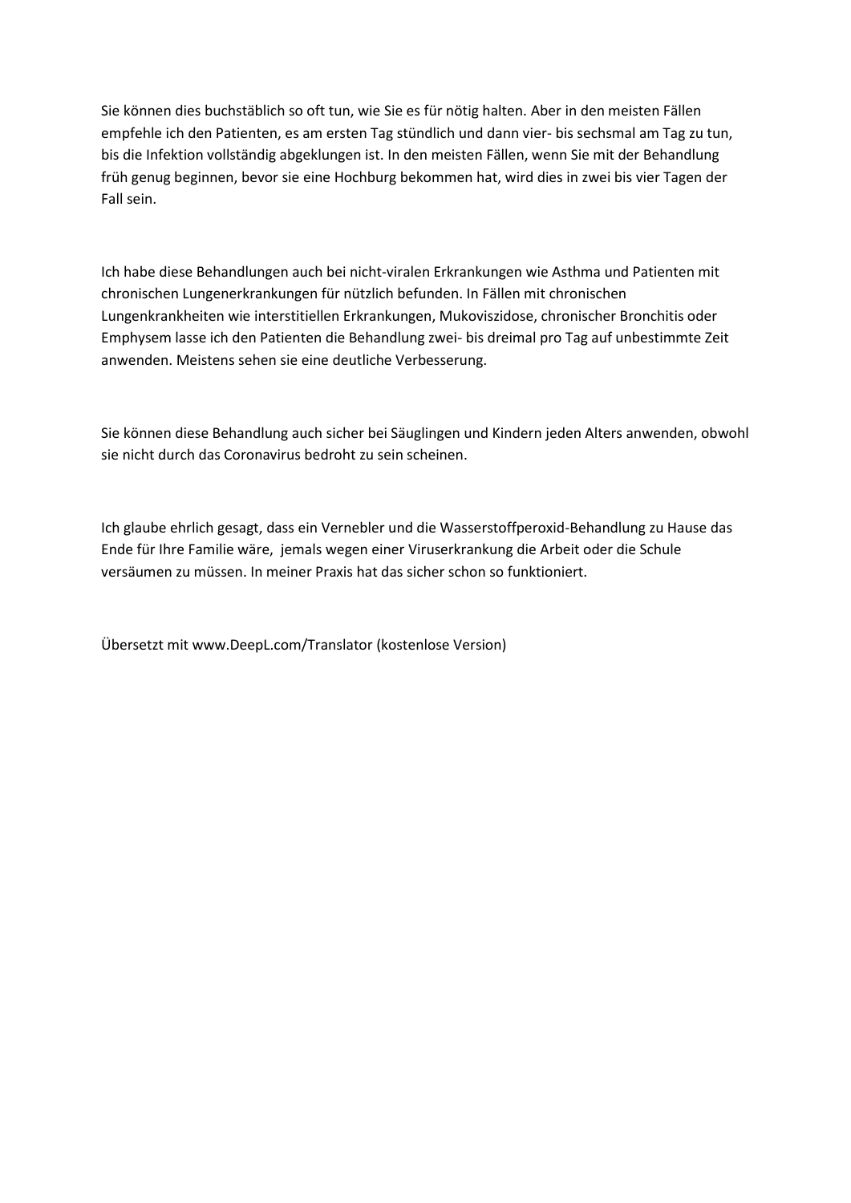Sie können dies buchstäblich so oft tun, wie Sie es für nötig halten. Aber in den meisten Fällen empfehle ich den Patienten, es am ersten Tag stündlich und dann vier- bis sechsmal am Tag zu tun, bis die Infektion vollständig abgeklungen ist. In den meisten Fällen, wenn Sie mit der Behandlung früh genug beginnen, bevor sie eine Hochburg bekommen hat, wird dies in zwei bis vier Tagen der Fall sein.

Ich habe diese Behandlungen auch bei nicht-viralen Erkrankungen wie Asthma und Patienten mit chronischen Lungenerkrankungen für nützlich befunden. In Fällen mit chronischen Lungenkrankheiten wie interstitiellen Erkrankungen, Mukoviszidose, chronischer Bronchitis oder Emphysem lasse ich den Patienten die Behandlung zwei- bis dreimal pro Tag auf unbestimmte Zeit anwenden. Meistens sehen sie eine deutliche Verbesserung.

Sie können diese Behandlung auch sicher bei Säuglingen und Kindern jeden Alters anwenden, obwohl sie nicht durch das Coronavirus bedroht zu sein scheinen.

Ich glaube ehrlich gesagt, dass ein Vernebler und die Wasserstoffperoxid-Behandlung zu Hause das Ende für Ihre Familie wäre, jemals wegen einer Viruserkrankung die Arbeit oder die Schule versäumen zu müssen. In meiner Praxis hat das sicher schon so funktioniert.

Übersetzt mit www.DeepL.com/Translator (kostenlose Version)